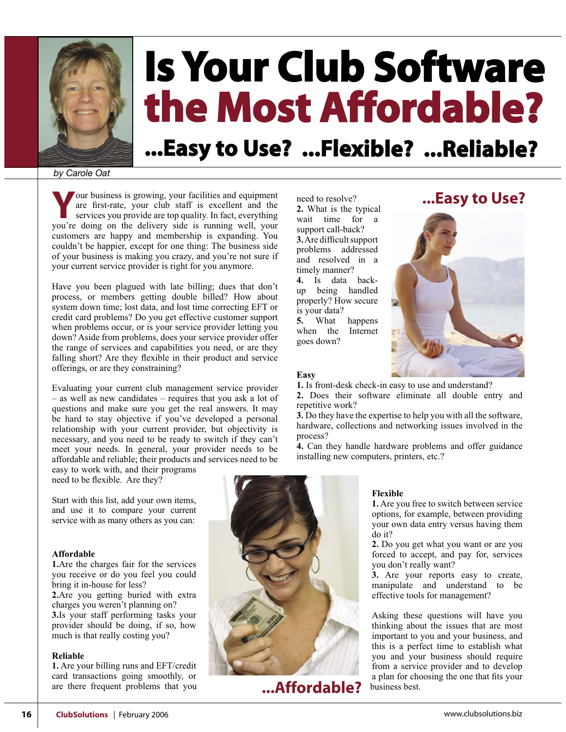# Is Your Club Software the Most Affordable?

## ...Easy to Use? ...Flexible? ...Reliable?

*by Carole Oat*

Your business is growing, your facilities and equipment are first-rate, your club staff is excellent and the services you provide are top quality. In fact, everything you're doing on the delivery side is running well, your customers are happy and membership is expanding. You couldn't be happier, except for one thing: The business side of your business is making you crazy, and you're not sure if your current service provider is right for you anymore.

Have you been plagued with late billing; dues that don't process, or members getting double billed? How about system down time; lost data, and lost time correcting EFT or credit card problems? Do you get effective customer support when problems occur, or is your service provider letting you down? Aside from problems, does your service provider offer the range of services and capabilities you need, or are they falling short? Are they flexible in their product and service offerings, or are they constraining?

Evaluating your current club management service provider – as well as new candidates – requires that you ask a lot of questions and make sure you get the real answers. It may be hard to stay objective if you've developed a personal relationship with your current provider, but objectivity is necessary, and you need to be ready to switch if they can't meet your needs. In general, your provider needs to be affordable and reliable; their products and services need to be easy to work with, and their programs need to be flexible. Are they?

Start with this list, add your own items, and use it to compare your current service with as many others as you can:

**Affordable**

**1.** Are the charges fair for the services you receive or do you feel you could bring it in-house for less?
**2.** Are you getting buried with extra charges you weren't planning on?
**3.** Is your staff performing tasks your provider should be doing, if so, how much is that really costing you?

**Reliable**

**1.** Are your billing runs and EFT/credit card transactions going smoothly, or are there frequent problems that you need to resolve?
**2.** What is the typical wait time for a support call-back?
**3.** Are difficult support problems addressed and resolved in a timely manner?
**4.** Is data back-up being handled properly? How secure is your data?
**5.** What happens when the Internet goes down?

## ...Easy to Use?

**Easy**

**1.** Is front-desk check-in easy to use and understand?
**2.** Does their software eliminate all double entry and repetitive work?
**3.** Do they have the expertise to help you with all the software, hardware, collections and networking issues involved in the process?
**4.** Can they handle hardware problems and offer guidance installing new computers, printers, etc.?

## ...Affordable?

**Flexible**

**1.** Are you free to switch between service options, for example, between providing your own data entry versus having them do it?
**2.** Do you get what you want or are you forced to accept, and pay for, services you don't really want?
**3.** Are your reports easy to create, manipulate and understand to be effective tools for management?

Asking these questions will have you thinking about the issues that are most important to you and your business, and this is a perfect time to establish what you and your business should require from a service provider and to develop a plan for choosing the one that fits your business best.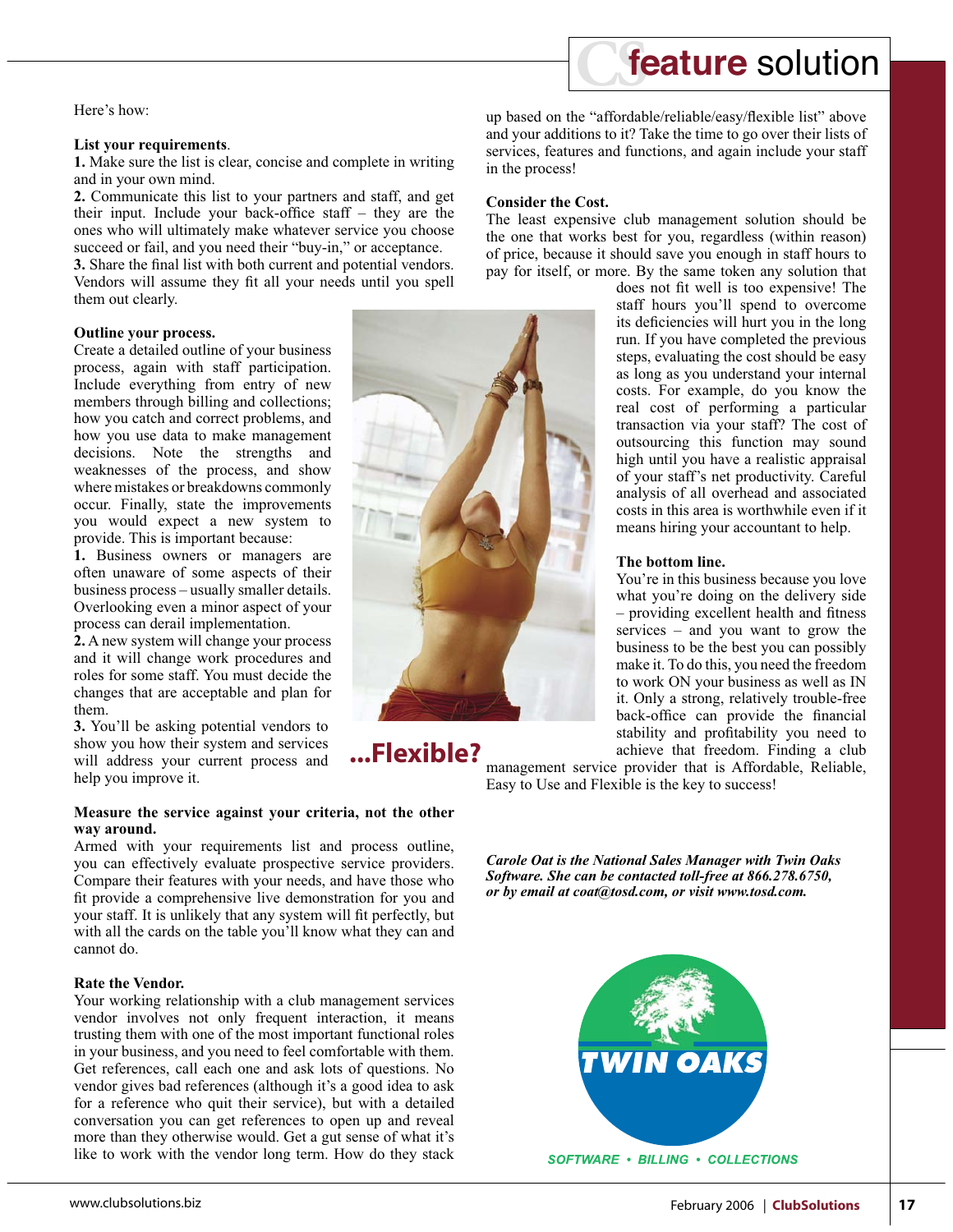Here's how:

**List your requirements**.

**1.** Make sure the list is clear, concise and complete in writing and in your own mind.

**2.** Communicate this list to your partners and staff, and get their input. Include your back-office staff – they are the ones who will ultimately make whatever service you choose succeed or fail, and you need their "buy-in," or acceptance.

**3.** Share the final list with both current and potential vendors. Vendors will assume they fit all your needs until you spell them out clearly.

**Outline your process.**

Create a detailed outline of your business process, again with staff participation. Include everything from entry of new members through billing and collections; how you catch and correct problems, and how you use data to make management decisions. Note the strengths and weaknesses of the process, and show where mistakes or breakdowns commonly occur. Finally, state the improvements you would expect a new system to provide. This is important because:

**1.** Business owners or managers are often unaware of some aspects of their business process – usually smaller details. Overlooking even a minor aspect of your process can derail implementation.

**2.** A new system will change your process and it will change work procedures and roles for some staff. You must decide the changes that are acceptable and plan for them.

**3.** You'll be asking potential vendors to show you how their system and services will address your current process and help you improve it.

**Measure the service against your criteria, not the other way around.**

Armed with your requirements list and process outline, you can effectively evaluate prospective service providers. Compare their features with your needs, and have those who fit provide a comprehensive live demonstration for you and your staff. It is unlikely that any system will fit perfectly, but with all the cards on the table you'll know what they can and cannot do.

**Rate the Vendor.**

Your working relationship with a club management services vendor involves not only frequent interaction, it means trusting them with one of the most important functional roles in your business, and you need to feel comfortable with them. Get references, call each one and ask lots of questions. No vendor gives bad references (although it's a good idea to ask for a reference who quit their service), but with a detailed conversation you can get references to open up and reveal more than they otherwise would. Get a gut sense of what it's like to work with the vendor long term. How do they stack up based on the "affordable/reliable/easy/flexible list" above and your additions to it? Take the time to go over their lists of services, features and functions, and again include your staff in the process!

**Consider the Cost.**

The least expensive club management solution should be the one that works best for you, regardless (within reason) of price, because it should save you enough in staff hours to pay for itself, or more. By the same token any solution that does not fit well is too expensive! The staff hours you'll spend to overcome its deficiencies will hurt you in the long run. If you have completed the previous steps, evaluating the cost should be easy as long as you understand your internal costs. For example, do you know the real cost of performing a particular transaction via your staff? The cost of outsourcing this function may sound high until you have a realistic appraisal of your staff's net productivity. Careful analysis of all overhead and associated costs in this area is worthwhile even if it means hiring your accountant to help.

**...Flexible?**

**The bottom line.**

You're in this business because you love what you're doing on the delivery side – providing excellent health and fitness services – and you want to grow the business to be the best you can possibly make it. To do this, you need the freedom to work ON your business as well as IN it. Only a strong, relatively trouble-free back-office can provide the financial stability and profitability you need to achieve that freedom. Finding a club management service provider that is Affordable, Reliable, Easy to Use and Flexible is the key to success!

***Carole Oat is the National Sales Manager with Twin Oaks Software. She can be contacted toll-free at 866.278.6750, or by email at coat@tosd.com, or visit www.tosd.com.***

TWIN OAKS

SOFTWARE • BILLING • COLLECTIONS